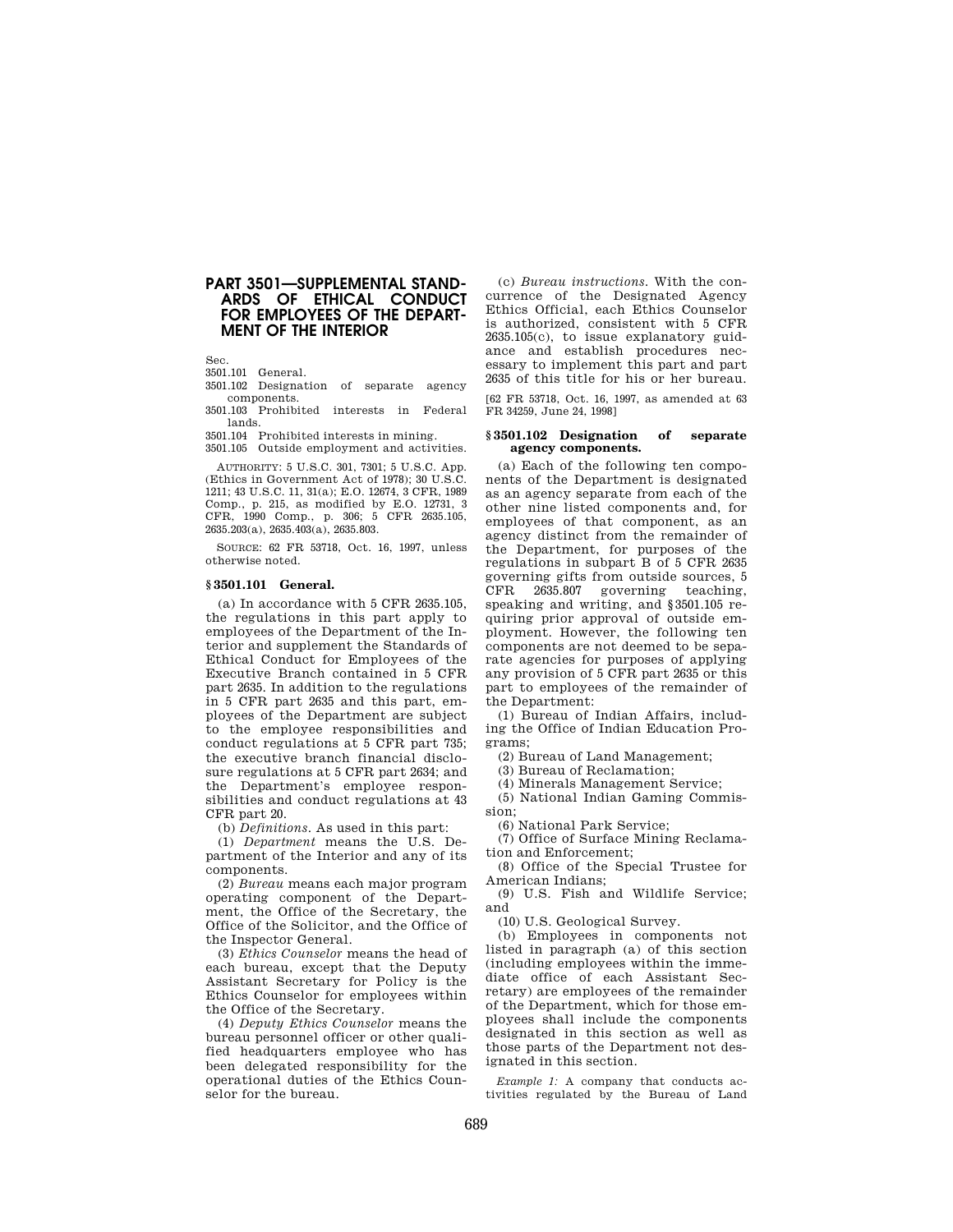# PART 3501—SUPPLEMENTAL STANDARDS OF ETHICAL CONDUCT FOR EMPLOYEES OF THE DEPARTMENT OF THE INTERIOR

Sec.
3501.101 General.
3501.102 Designation of separate agency components.
3501.103 Prohibited interests in Federal lands.
3501.104 Prohibited interests in mining.
3501.105 Outside employment and activities.

AUTHORITY: 5 U.S.C. 301, 7301; 5 U.S.C. App. (Ethics in Government Act of 1978); 30 U.S.C. 1211; 43 U.S.C. 11, 31(a); E.O. 12674, 3 CFR, 1989 Comp., p. 215, as modified by E.O. 12731, 3 CFR, 1990 Comp., p. 306; 5 CFR 2635.105, 2635.203(a), 2635.403(a), 2635.803.

SOURCE: 62 FR 53718, Oct. 16, 1997, unless otherwise noted.

## § 3501.101 General.

(a) In accordance with 5 CFR 2635.105, the regulations in this part apply to employees of the Department of the Interior and supplement the Standards of Ethical Conduct for Employees of the Executive Branch contained in 5 CFR part 2635. In addition to the regulations in 5 CFR part 2635 and this part, employees of the Department are subject to the employee responsibilities and conduct regulations at 5 CFR part 735; the executive branch financial disclosure regulations at 5 CFR part 2634; and the Department's employee responsibilities and conduct regulations at 43 CFR part 20.

(b) *Definitions.* As used in this part:

(1) *Department* means the U.S. Department of the Interior and any of its components.

(2) *Bureau* means each major program operating component of the Department, the Office of the Secretary, the Office of the Solicitor, and the Office of the Inspector General.

(3) *Ethics Counselor* means the head of each bureau, except that the Deputy Assistant Secretary for Policy is the Ethics Counselor for employees within the Office of the Secretary.

(4) *Deputy Ethics Counselor* means the bureau personnel officer or other qualified headquarters employee who has been delegated responsibility for the operational duties of the Ethics Counselor for the bureau.

(c) *Bureau instructions.* With the concurrence of the Designated Agency Ethics Official, each Ethics Counselor is authorized, consistent with 5 CFR 2635.105(c), to issue explanatory guidance and establish procedures necessary to implement this part and part 2635 of this title for his or her bureau.

[62 FR 53718, Oct. 16, 1997, as amended at 63 FR 34259, June 24, 1998]

## § 3501.102 Designation of separate agency components.

(a) Each of the following ten components of the Department is designated as an agency separate from each of the other nine listed components and, for employees of that component, as an agency distinct from the remainder of the Department, for purposes of the regulations in subpart B of 5 CFR 2635 governing gifts from outside sources, 5 CFR 2635.807 governing teaching, speaking and writing, and §3501.105 requiring prior approval of outside employment. However, the following ten components are not deemed to be separate agencies for purposes of applying any provision of 5 CFR part 2635 or this part to employees of the remainder of the Department:

(1) Bureau of Indian Affairs, including the Office of Indian Education Programs;

(2) Bureau of Land Management;

(3) Bureau of Reclamation;

(4) Minerals Management Service;

(5) National Indian Gaming Commission;

(6) National Park Service;

(7) Office of Surface Mining Reclamation and Enforcement;

(8) Office of the Special Trustee for American Indians;

(9) U.S. Fish and Wildlife Service; and

(10) U.S. Geological Survey.

(b) Employees in components not listed in paragraph (a) of this section (including employees within the immediate office of each Assistant Secretary) are employees of the remainder of the Department, which for those employees shall include the components designated in this section as well as those parts of the Department not designated in this section.

*Example 1:* A company that conducts activities regulated by the Bureau of Land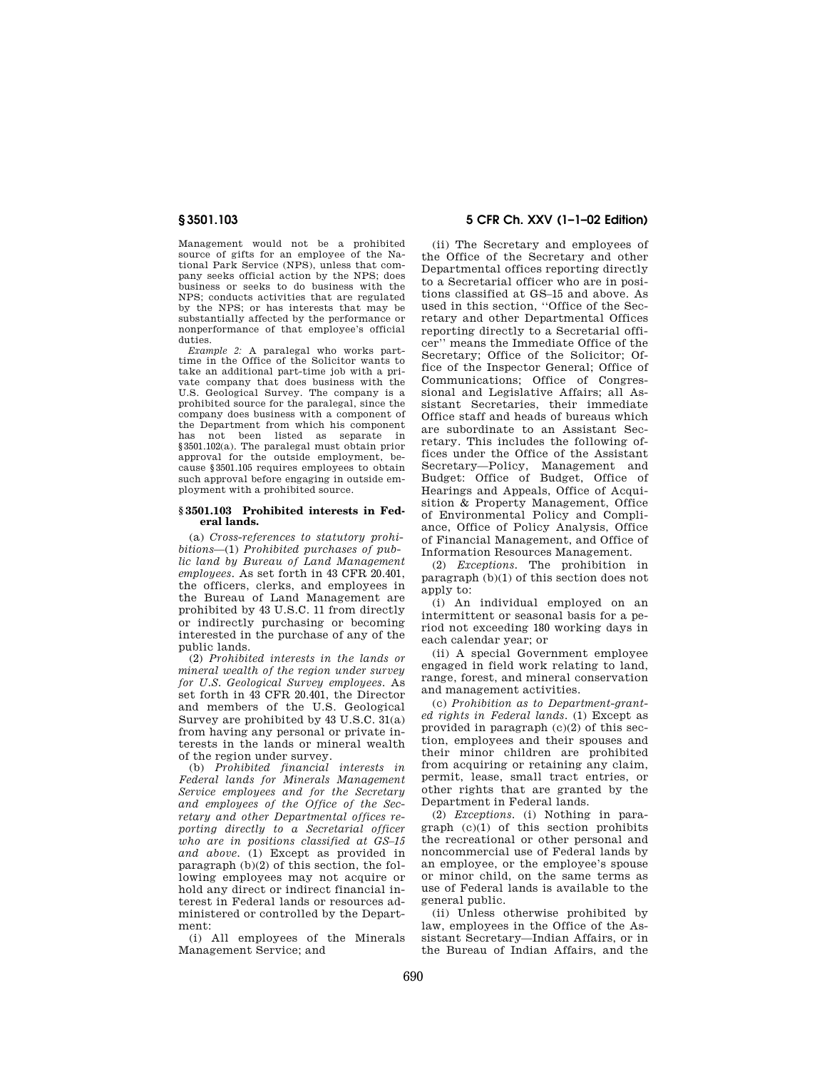Management would not be a prohibited source of gifts for an employee of the National Park Service (NPS), unless that company seeks official action by the NPS; does business or seeks to do business with the NPS; conducts activities that are regulated by the NPS; or has interests that may be substantially affected by the performance or nonperformance of that employee's official duties.

*Example 2:* A paralegal who works part-time in the Office of the Solicitor wants to take an additional part-time job with a private company that does business with the U.S. Geological Survey. The company is a prohibited source for the paralegal, since the company does business with a component of the Department from which his component has not been listed as separate in §3501.102(a). The paralegal must obtain prior approval for the outside employment, because §3501.105 requires employees to obtain such approval before engaging in outside employment with a prohibited source.

### §3501.103 Prohibited interests in Federal lands.

(a) *Cross-references to statutory prohibitions*—(1) *Prohibited purchases of public land by Bureau of Land Management employees.* As set forth in 43 CFR 20.401, the officers, clerks, and employees in the Bureau of Land Management are prohibited by 43 U.S.C. 11 from directly or indirectly purchasing or becoming interested in the purchase of any of the public lands.

(2) *Prohibited interests in the lands or mineral wealth of the region under survey for U.S. Geological Survey employees.* As set forth in 43 CFR 20.401, the Director and members of the U.S. Geological Survey are prohibited by 43 U.S.C. 31(a) from having any personal or private interests in the lands or mineral wealth of the region under survey.

(b) *Prohibited financial interests in Federal lands for Minerals Management Service employees and for the Secretary and employees of the Office of the Secretary and other Departmental offices reporting directly to a Secretarial officer who are in positions classified at GS–15 and above.* (1) Except as provided in paragraph (b)(2) of this section, the following employees may not acquire or hold any direct or indirect financial interest in Federal lands or resources administered or controlled by the Department:

(i) All employees of the Minerals Management Service; and

(ii) The Secretary and employees of the Office of the Secretary and other Departmental offices reporting directly to a Secretarial officer who are in positions classified at GS–15 and above. As used in this section, "Office of the Secretary and other Departmental Offices reporting directly to a Secretarial officer" means the Immediate Office of the Secretary; Office of the Solicitor; Office of the Inspector General; Office of Communications; Office of Congressional and Legislative Affairs; all Assistant Secretaries, their immediate Office staff and heads of bureaus which are subordinate to an Assistant Secretary. This includes the following offices under the Office of the Assistant Secretary—Policy, Management and Budget: Office of Budget, Office of Hearings and Appeals, Office of Acquisition & Property Management, Office of Environmental Policy and Compliance, Office of Policy Analysis, Office of Financial Management, and Office of Information Resources Management.

(2) *Exceptions.* The prohibition in paragraph (b)(1) of this section does not apply to:

(i) An individual employed on an intermittent or seasonal basis for a period not exceeding 180 working days in each calendar year; or

(ii) A special Government employee engaged in field work relating to land, range, forest, and mineral conservation and management activities.

(c) *Prohibition as to Department-granted rights in Federal lands.* (1) Except as provided in paragraph (c)(2) of this section, employees and their spouses and their minor children are prohibited from acquiring or retaining any claim, permit, lease, small tract entries, or other rights that are granted by the Department in Federal lands.

(2) *Exceptions.* (i) Nothing in paragraph (c)(1) of this section prohibits the recreational or other personal and noncommercial use of Federal lands by an employee, or the employee's spouse or minor child, on the same terms as use of Federal lands is available to the general public.

(ii) Unless otherwise prohibited by law, employees in the Office of the Assistant Secretary—Indian Affairs, or in the Bureau of Indian Affairs, and the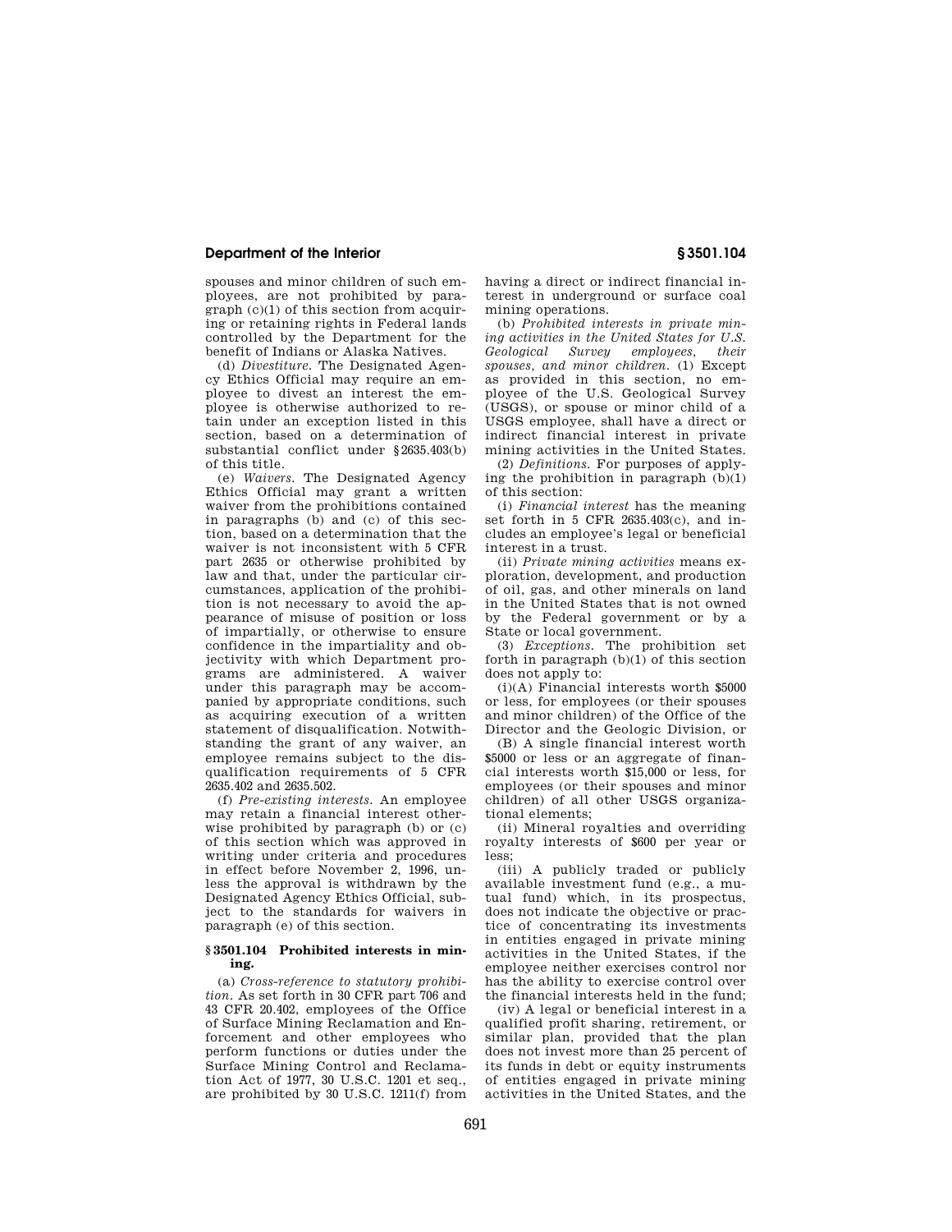spouses and minor children of such employees, are not prohibited by paragraph (c)(1) of this section from acquiring or retaining rights in Federal lands controlled by the Department for the benefit of Indians or Alaska Natives.

(d) *Divestiture.* The Designated Agency Ethics Official may require an employee to divest an interest the employee is otherwise authorized to retain under an exception listed in this section, based on a determination of substantial conflict under §2635.403(b) of this title.

(e) *Waivers.* The Designated Agency Ethics Official may grant a written waiver from the prohibitions contained in paragraphs (b) and (c) of this section, based on a determination that the waiver is not inconsistent with 5 CFR part 2635 or otherwise prohibited by law and that, under the particular circumstances, application of the prohibition is not necessary to avoid the appearance of misuse of position or loss of impartially, or otherwise to ensure confidence in the impartiality and objectivity with which Department programs are administered. A waiver under this paragraph may be accompanied by appropriate conditions, such as acquiring execution of a written statement of disqualification. Notwithstanding the grant of any waiver, an employee remains subject to the disqualification requirements of 5 CFR 2635.402 and 2635.502.

(f) *Pre-existing interests.* An employee may retain a financial interest otherwise prohibited by paragraph (b) or (c) of this section which was approved in writing under criteria and procedures in effect before November 2, 1996, unless the approval is withdrawn by the Designated Agency Ethics Official, subject to the standards for waivers in paragraph (e) of this section.

### §3501.104 Prohibited interests in mining.

(a) *Cross-reference to statutory prohibition.* As set forth in 30 CFR part 706 and 43 CFR 20.402, employees of the Office of Surface Mining Reclamation and Enforcement and other employees who perform functions or duties under the Surface Mining Control and Reclamation Act of 1977, 30 U.S.C. 1201 et seq., are prohibited by 30 U.S.C. 1211(f) from having a direct or indirect financial interest in underground or surface coal mining operations.

(b) *Prohibited interests in private mining activities in the United States for U.S. Geological Survey employees, their spouses, and minor children.* (1) Except as provided in this section, no employee of the U.S. Geological Survey (USGS), or spouse or minor child of a USGS employee, shall have a direct or indirect financial interest in private mining activities in the United States.

(2) *Definitions.* For purposes of applying the prohibition in paragraph (b)(1) of this section:

(i) *Financial interest* has the meaning set forth in 5 CFR 2635.403(c), and includes an employee's legal or beneficial interest in a trust.

(ii) *Private mining activities* means exploration, development, and production of oil, gas, and other minerals on land in the United States that is not owned by the Federal government or by a State or local government.

(3) *Exceptions.* The prohibition set forth in paragraph (b)(1) of this section does not apply to:

(i)(A) Financial interests worth $5000 or less, for employees (or their spouses and minor children) of the Office of the Director and the Geologic Division, or

(B) A single financial interest worth $5000 or less or an aggregate of financial interests worth $15,000 or less, for employees (or their spouses and minor children) of all other USGS organizational elements;

(ii) Mineral royalties and overriding royalty interests of $600 per year or less;

(iii) A publicly traded or publicly available investment fund (e.g., a mutual fund) which, in its prospectus, does not indicate the objective or practice of concentrating its investments in entities engaged in private mining activities in the United States, if the employee neither exercises control nor has the ability to exercise control over the financial interests held in the fund;

(iv) A legal or beneficial interest in a qualified profit sharing, retirement, or similar plan, provided that the plan does not invest more than 25 percent of its funds in debt or equity instruments of entities engaged in private mining activities in the United States, and the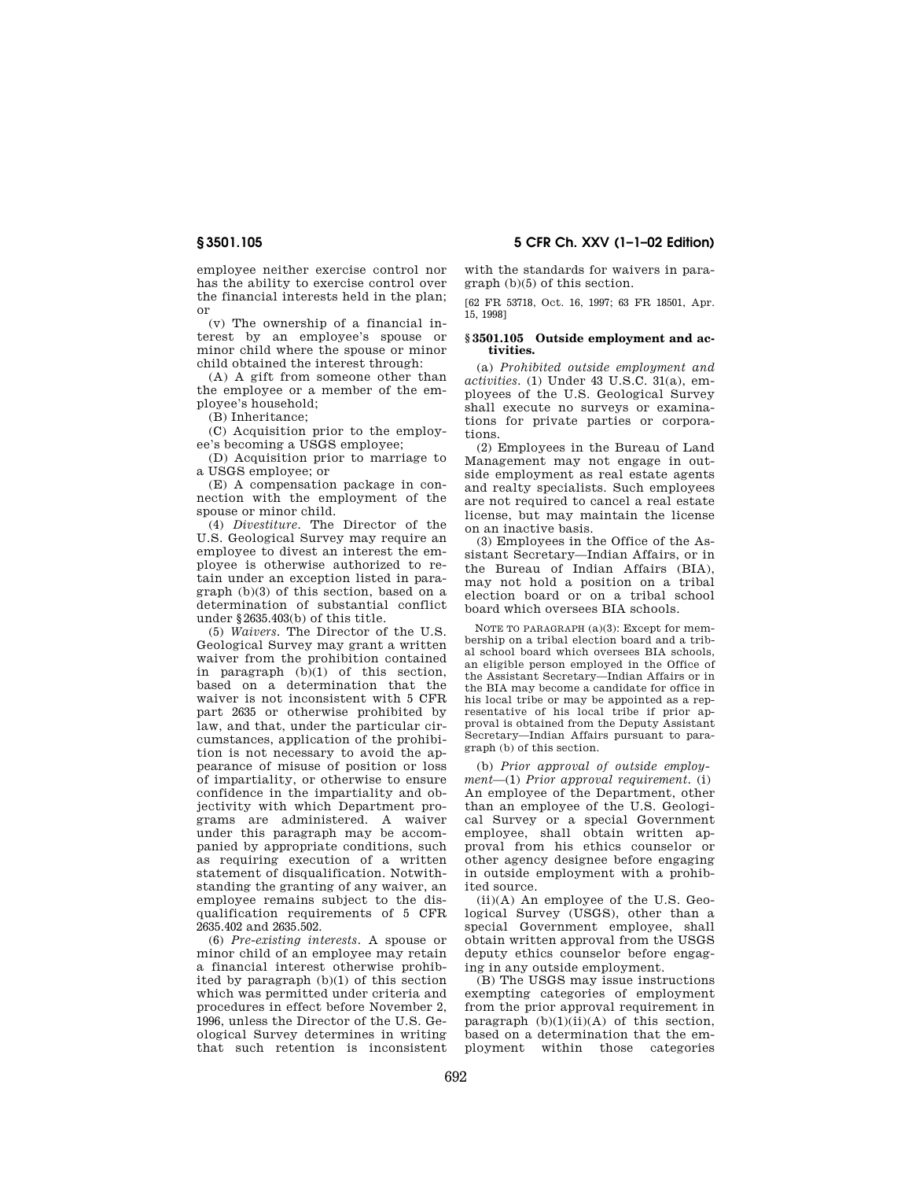employee neither exercise control nor has the ability to exercise control over the financial interests held in the plan; or

(v) The ownership of a financial interest by an employee's spouse or minor child where the spouse or minor child obtained the interest through:

(A) A gift from someone other than the employee or a member of the employee's household;

(B) Inheritance;

(C) Acquisition prior to the employee's becoming a USGS employee;

(D) Acquisition prior to marriage to a USGS employee; or

(E) A compensation package in connection with the employment of the spouse or minor child.

(4) *Divestiture.* The Director of the U.S. Geological Survey may require an employee to divest an interest the employee is otherwise authorized to retain under an exception listed in paragraph (b)(3) of this section, based on a determination of substantial conflict under §2635.403(b) of this title.

(5) *Waivers.* The Director of the U.S. Geological Survey may grant a written waiver from the prohibition contained in paragraph (b)(1) of this section, based on a determination that the waiver is not inconsistent with 5 CFR part 2635 or otherwise prohibited by law, and that, under the particular circumstances, application of the prohibition is not necessary to avoid the appearance of misuse of position or loss of impartiality, or otherwise to ensure confidence in the impartiality and objectivity with which Department programs are administered. A waiver under this paragraph may be accompanied by appropriate conditions, such as requiring execution of a written statement of disqualification. Notwithstanding the granting of any waiver, an employee remains subject to the disqualification requirements of 5 CFR 2635.402 and 2635.502.

(6) *Pre-existing interests.* A spouse or minor child of an employee may retain a financial interest otherwise prohibited by paragraph (b)(1) of this section which was permitted under criteria and procedures in effect before November 2, 1996, unless the Director of the U.S. Geological Survey determines in writing that such retention is inconsistent with the standards for waivers in paragraph (b)(5) of this section.

[62 FR 53718, Oct. 16, 1997; 63 FR 18501, Apr. 15, 1998]

### §3501.105 Outside employment and activities.

(a) *Prohibited outside employment and activities.* (1) Under 43 U.S.C. 31(a), employees of the U.S. Geological Survey shall execute no surveys or examinations for private parties or corporations.

(2) Employees in the Bureau of Land Management may not engage in outside employment as real estate agents and realty specialists. Such employees are not required to cancel a real estate license, but may maintain the license on an inactive basis.

(3) Employees in the Office of the Assistant Secretary—Indian Affairs, or in the Bureau of Indian Affairs (BIA), may not hold a position on a tribal election board or on a tribal school board which oversees BIA schools.

NOTE TO PARAGRAPH (a)(3): Except for membership on a tribal election board and a tribal school board which oversees BIA schools, an eligible person employed in the Office of the Assistant Secretary—Indian Affairs or in the BIA may become a candidate for office in his local tribe or may be appointed as a representative of his local tribe if prior approval is obtained from the Deputy Assistant Secretary—Indian Affairs pursuant to paragraph (b) of this section.

(b) *Prior approval of outside employment*—(1) *Prior approval requirement.* (i) An employee of the Department, other than an employee of the U.S. Geological Survey or a special Government employee, shall obtain written approval from his ethics counselor or other agency designee before engaging in outside employment with a prohibited source.

(ii)(A) An employee of the U.S. Geological Survey (USGS), other than a special Government employee, shall obtain written approval from the USGS deputy ethics counselor before engaging in any outside employment.

(B) The USGS may issue instructions exempting categories of employment from the prior approval requirement in paragraph (b)(1)(ii)(A) of this section, based on a determination that the employment within those categories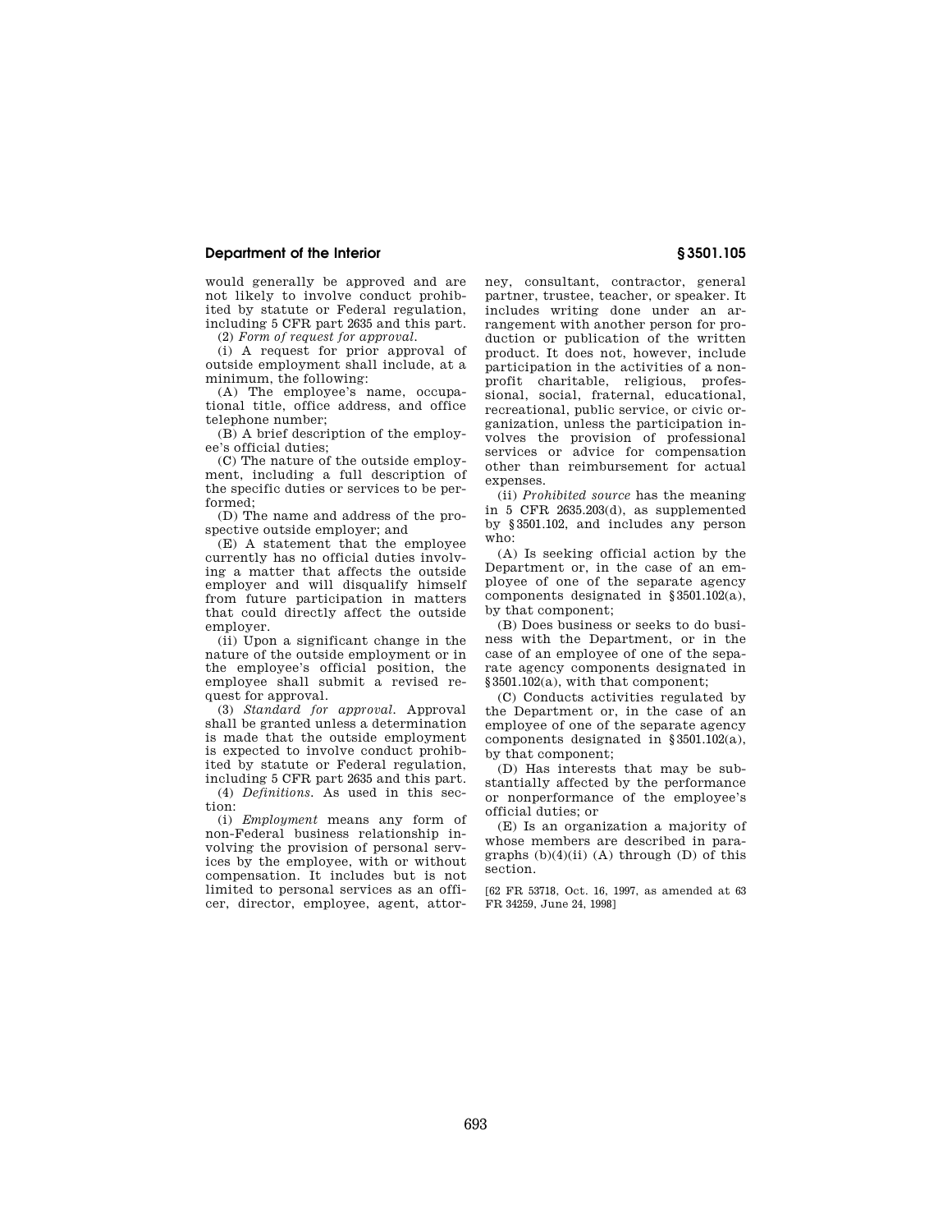would generally be approved and are not likely to involve conduct prohibited by statute or Federal regulation, including 5 CFR part 2635 and this part.

(2) *Form of request for approval.*

(i) A request for prior approval of outside employment shall include, at a minimum, the following:

(A) The employee's name, occupational title, office address, and office telephone number;

(B) A brief description of the employee's official duties;

(C) The nature of the outside employment, including a full description of the specific duties or services to be performed;

(D) The name and address of the prospective outside employer; and

(E) A statement that the employee currently has no official duties involving a matter that affects the outside employer and will disqualify himself from future participation in matters that could directly affect the outside employer.

(ii) Upon a significant change in the nature of the outside employment or in the employee's official position, the employee shall submit a revised request for approval.

(3) *Standard for approval.* Approval shall be granted unless a determination is made that the outside employment is expected to involve conduct prohibited by statute or Federal regulation, including 5 CFR part 2635 and this part.

(4) *Definitions.* As used in this section:

(i) *Employment* means any form of non-Federal business relationship involving the provision of personal services by the employee, with or without compensation. It includes but is not limited to personal services as an officer, director, employee, agent, attorney, consultant, contractor, general partner, trustee, teacher, or speaker. It includes writing done under an arrangement with another person for production or publication of the written product. It does not, however, include participation in the activities of a nonprofit charitable, religious, professional, social, fraternal, educational, recreational, public service, or civic organization, unless the participation involves the provision of professional services or advice for compensation other than reimbursement for actual expenses.

(ii) *Prohibited source* has the meaning in 5 CFR 2635.203(d), as supplemented by §3501.102, and includes any person who:

(A) Is seeking official action by the Department or, in the case of an employee of one of the separate agency components designated in §3501.102(a), by that component;

(B) Does business or seeks to do business with the Department, or in the case of an employee of one of the separate agency components designated in §3501.102(a), with that component;

(C) Conducts activities regulated by the Department or, in the case of an employee of one of the separate agency components designated in §3501.102(a), by that component;

(D) Has interests that may be substantially affected by the performance or nonperformance of the employee's official duties; or

(E) Is an organization a majority of whose members are described in paragraphs (b)(4)(ii) (A) through (D) of this section.

[62 FR 53718, Oct. 16, 1997, as amended at 63 FR 34259, June 24, 1998]